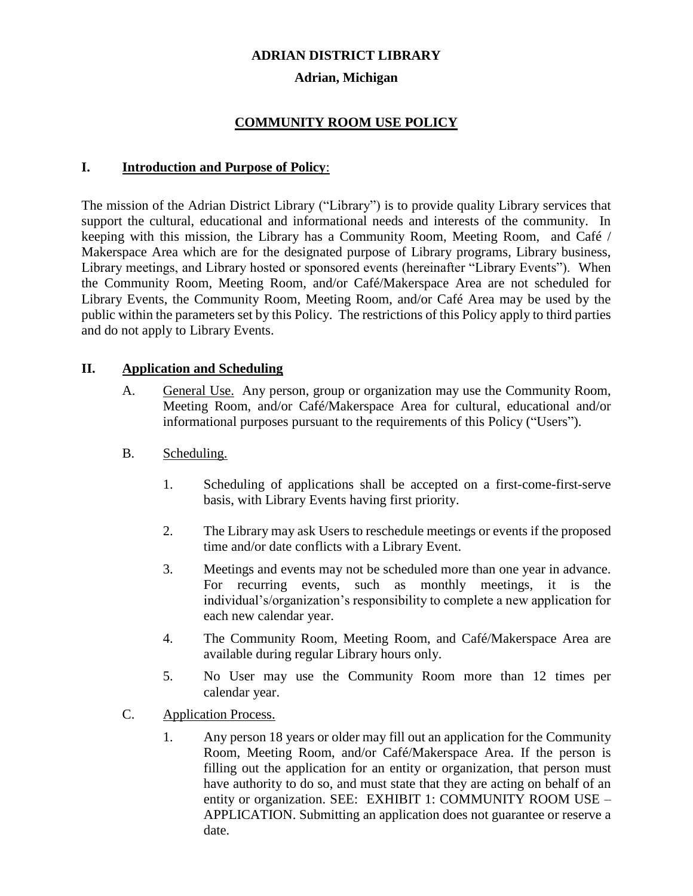# ADRIAN DISTRICT LIBRARY

## Adrian, Michigan

## COMMUNITY ROOM USE POLICY

### I. Introduction and Purpose of Policy:

The mission of the Adrian District Library ("Library") is to provide quality Library services that support the cultural, educational and informational needs and interests of the community. In keeping with this mission, the Library has a Community Room, Meeting Room, and Café / Makerspace Area which are for the designated purpose of Library programs, Library business, Library meetings, and Library hosted or sponsored events (hereinafter "Library Events"). When the Community Room, Meeting Room, and/or Café/Makerspace Area are not scheduled for Library Events, the Community Room, Meeting Room, and/or Café Area may be used by the public within the parameters set by this Policy. The restrictions of this Policy apply to third parties and do not apply to Library Events.

### II. Application and Scheduling

A. General Use. Any person, group or organization may use the Community Room, Meeting Room, and/or Café/Makerspace Area for cultural, educational and/or informational purposes pursuant to the requirements of this Policy ("Users").

B. Scheduling.

1. Scheduling of applications shall be accepted on a first-come-first-serve basis, with Library Events having first priority.
2. The Library may ask Users to reschedule meetings or events if the proposed time and/or date conflicts with a Library Event.
3. Meetings and events may not be scheduled more than one year in advance. For recurring events, such as monthly meetings, it is the individual's/organization's responsibility to complete a new application for each new calendar year.
4. The Community Room, Meeting Room, and Café/Makerspace Area are available during regular Library hours only.
5. No User may use the Community Room more than 12 times per calendar year.

C. Application Process.

1. Any person 18 years or older may fill out an application for the Community Room, Meeting Room, and/or Café/Makerspace Area. If the person is filling out the application for an entity or organization, that person must have authority to do so, and must state that they are acting on behalf of an entity or organization. SEE: EXHIBIT 1: COMMUNITY ROOM USE – APPLICATION. Submitting an application does not guarantee or reserve a date.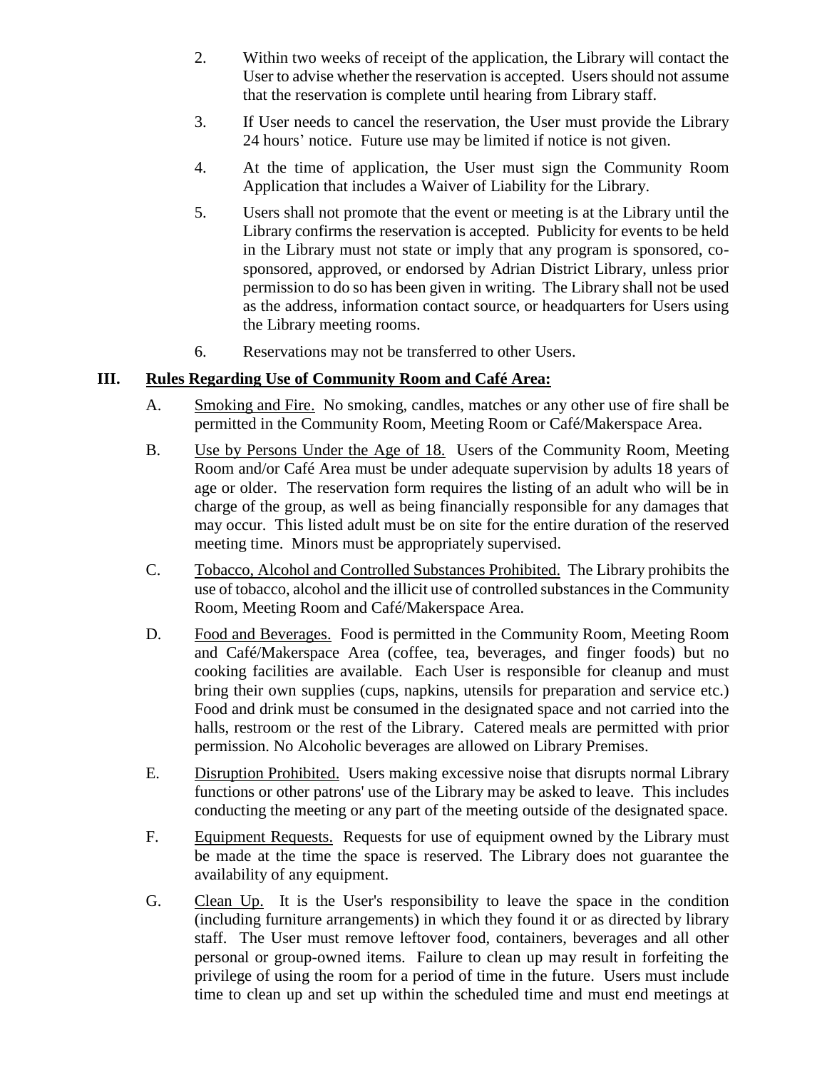2. Within two weeks of receipt of the application, the Library will contact the User to advise whether the reservation is accepted. Users should not assume that the reservation is complete until hearing from Library staff.

3. If User needs to cancel the reservation, the User must provide the Library 24 hours' notice. Future use may be limited if notice is not given.

4. At the time of application, the User must sign the Community Room Application that includes a Waiver of Liability for the Library.

5. Users shall not promote that the event or meeting is at the Library until the Library confirms the reservation is accepted. Publicity for events to be held in the Library must not state or imply that any program is sponsored, co-sponsored, approved, or endorsed by Adrian District Library, unless prior permission to do so has been given in writing. The Library shall not be used as the address, information contact source, or headquarters for Users using the Library meeting rooms.

6. Reservations may not be transferred to other Users.

## III. Rules Regarding Use of Community Room and Café Area:

A. Smoking and Fire. No smoking, candles, matches or any other use of fire shall be permitted in the Community Room, Meeting Room or Café/Makerspace Area.

B. Use by Persons Under the Age of 18. Users of the Community Room, Meeting Room and/or Café Area must be under adequate supervision by adults 18 years of age or older. The reservation form requires the listing of an adult who will be in charge of the group, as well as being financially responsible for any damages that may occur. This listed adult must be on site for the entire duration of the reserved meeting time. Minors must be appropriately supervised.

C. Tobacco, Alcohol and Controlled Substances Prohibited. The Library prohibits the use of tobacco, alcohol and the illicit use of controlled substances in the Community Room, Meeting Room and Café/Makerspace Area.

D. Food and Beverages. Food is permitted in the Community Room, Meeting Room and Café/Makerspace Area (coffee, tea, beverages, and finger foods) but no cooking facilities are available. Each User is responsible for cleanup and must bring their own supplies (cups, napkins, utensils for preparation and service etc.) Food and drink must be consumed in the designated space and not carried into the halls, restroom or the rest of the Library. Catered meals are permitted with prior permission. No Alcoholic beverages are allowed on Library Premises.

E. Disruption Prohibited. Users making excessive noise that disrupts normal Library functions or other patrons' use of the Library may be asked to leave. This includes conducting the meeting or any part of the meeting outside of the designated space.

F. Equipment Requests. Requests for use of equipment owned by the Library must be made at the time the space is reserved. The Library does not guarantee the availability of any equipment.

G. Clean Up. It is the User's responsibility to leave the space in the condition (including furniture arrangements) in which they found it or as directed by library staff. The User must remove leftover food, containers, beverages and all other personal or group-owned items. Failure to clean up may result in forfeiting the privilege of using the room for a period of time in the future. Users must include time to clean up and set up within the scheduled time and must end meetings at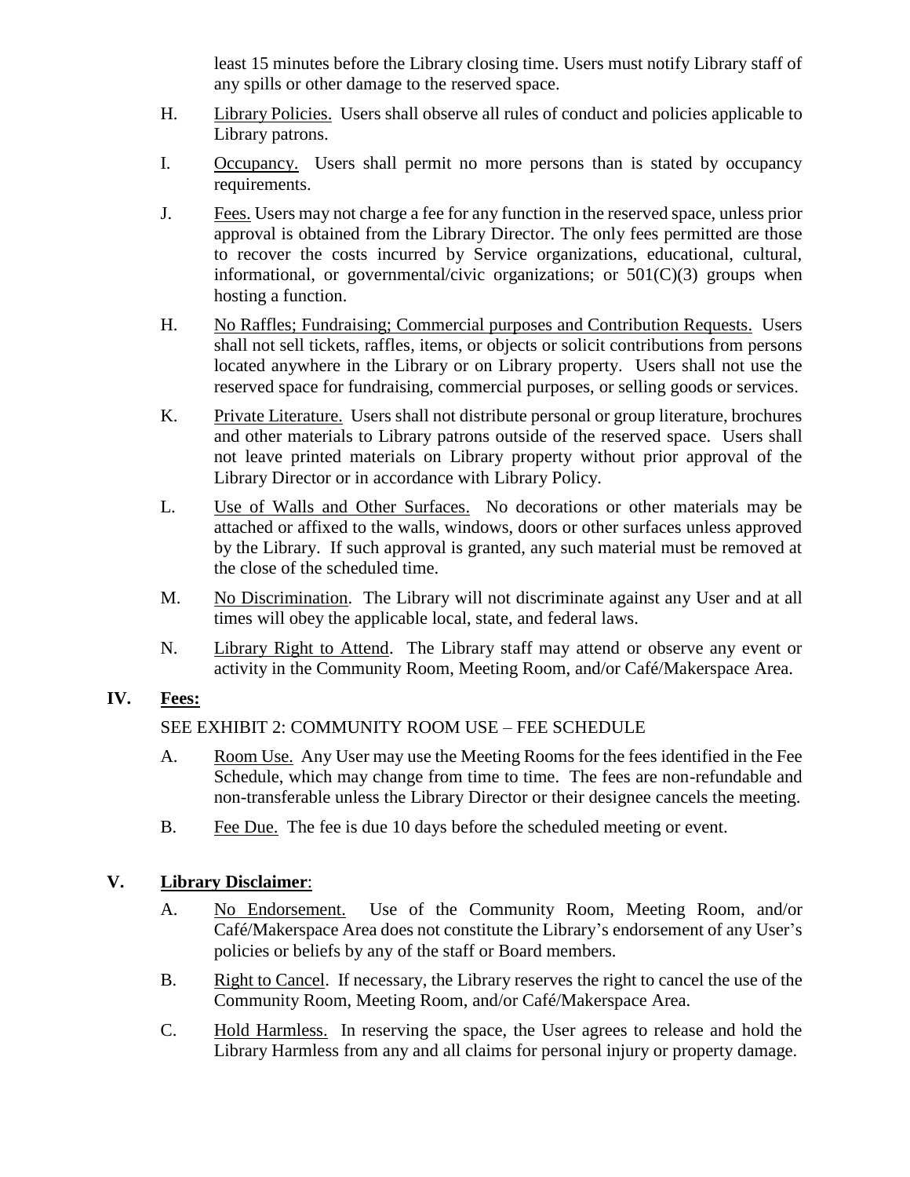least 15 minutes before the Library closing time. Users must notify Library staff of any spills or other damage to the reserved space.

H. Library Policies. Users shall observe all rules of conduct and policies applicable to Library patrons.

I. Occupancy. Users shall permit no more persons than is stated by occupancy requirements.

J. Fees. Users may not charge a fee for any function in the reserved space, unless prior approval is obtained from the Library Director. The only fees permitted are those to recover the costs incurred by Service organizations, educational, cultural, informational, or governmental/civic organizations; or 501(C)(3) groups when hosting a function.

H. No Raffles; Fundraising; Commercial purposes and Contribution Requests. Users shall not sell tickets, raffles, items, or objects or solicit contributions from persons located anywhere in the Library or on Library property. Users shall not use the reserved space for fundraising, commercial purposes, or selling goods or services.

K. Private Literature. Users shall not distribute personal or group literature, brochures and other materials to Library patrons outside of the reserved space. Users shall not leave printed materials on Library property without prior approval of the Library Director or in accordance with Library Policy.

L. Use of Walls and Other Surfaces. No decorations or other materials may be attached or affixed to the walls, windows, doors or other surfaces unless approved by the Library. If such approval is granted, any such material must be removed at the close of the scheduled time.

M. No Discrimination. The Library will not discriminate against any User and at all times will obey the applicable local, state, and federal laws.

N. Library Right to Attend. The Library staff may attend or observe any event or activity in the Community Room, Meeting Room, and/or Café/Makerspace Area.

## IV. Fees:

SEE EXHIBIT 2: COMMUNITY ROOM USE – FEE SCHEDULE

A. Room Use. Any User may use the Meeting Rooms for the fees identified in the Fee Schedule, which may change from time to time. The fees are non-refundable and non-transferable unless the Library Director or their designee cancels the meeting.

B. Fee Due. The fee is due 10 days before the scheduled meeting or event.

## V. Library Disclaimer:

A. No Endorsement. Use of the Community Room, Meeting Room, and/or Café/Makerspace Area does not constitute the Library's endorsement of any User's policies or beliefs by any of the staff or Board members.

B. Right to Cancel. If necessary, the Library reserves the right to cancel the use of the Community Room, Meeting Room, and/or Café/Makerspace Area.

C. Hold Harmless. In reserving the space, the User agrees to release and hold the Library Harmless from any and all claims for personal injury or property damage.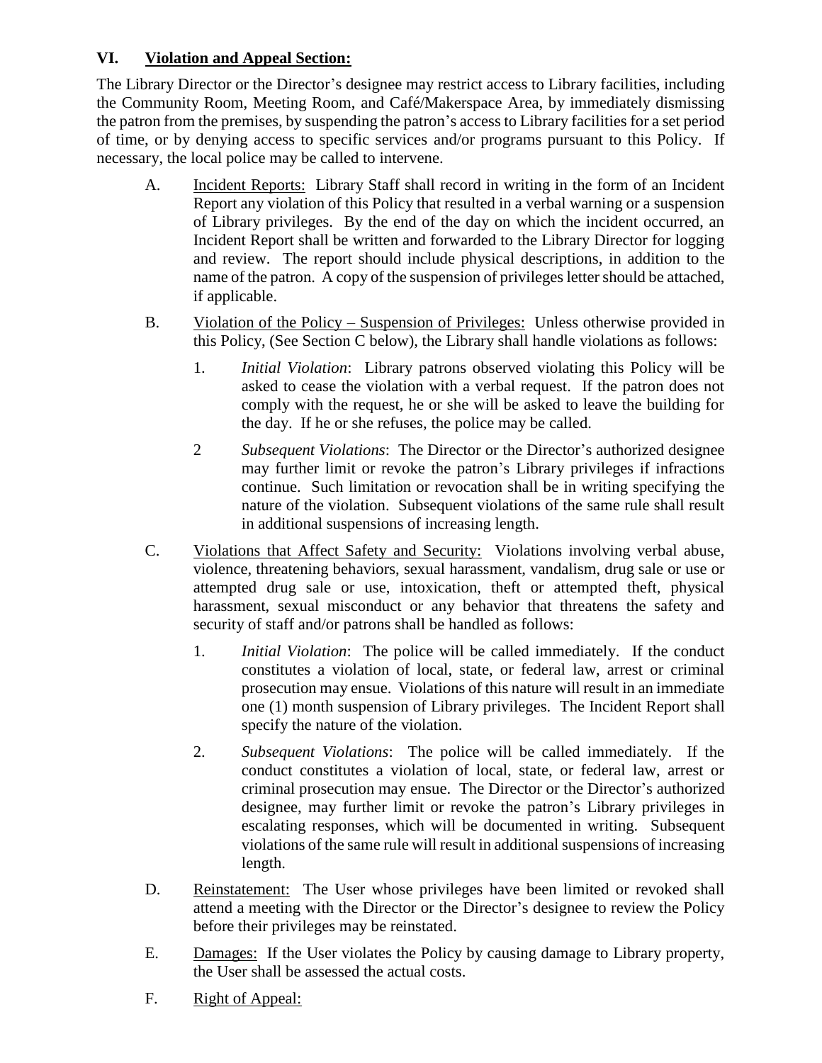## VI. Violation and Appeal Section:

The Library Director or the Director's designee may restrict access to Library facilities, including the Community Room, Meeting Room, and Café/Makerspace Area, by immediately dismissing the patron from the premises, by suspending the patron's access to Library facilities for a set period of time, or by denying access to specific services and/or programs pursuant to this Policy. If necessary, the local police may be called to intervene.

A. Incident Reports: Library Staff shall record in writing in the form of an Incident Report any violation of this Policy that resulted in a verbal warning or a suspension of Library privileges. By the end of the day on which the incident occurred, an Incident Report shall be written and forwarded to the Library Director for logging and review. The report should include physical descriptions, in addition to the name of the patron. A copy of the suspension of privileges letter should be attached, if applicable.

B. Violation of the Policy – Suspension of Privileges: Unless otherwise provided in this Policy, (See Section C below), the Library shall handle violations as follows:

   1. *Initial Violation*: Library patrons observed violating this Policy will be asked to cease the violation with a verbal request. If the patron does not comply with the request, he or she will be asked to leave the building for the day. If he or she refuses, the police may be called.

   2 *Subsequent Violations*: The Director or the Director's authorized designee may further limit or revoke the patron's Library privileges if infractions continue. Such limitation or revocation shall be in writing specifying the nature of the violation. Subsequent violations of the same rule shall result in additional suspensions of increasing length.

C. Violations that Affect Safety and Security: Violations involving verbal abuse, violence, threatening behaviors, sexual harassment, vandalism, drug sale or use or attempted drug sale or use, intoxication, theft or attempted theft, physical harassment, sexual misconduct or any behavior that threatens the safety and security of staff and/or patrons shall be handled as follows:

   1. *Initial Violation*: The police will be called immediately. If the conduct constitutes a violation of local, state, or federal law, arrest or criminal prosecution may ensue. Violations of this nature will result in an immediate one (1) month suspension of Library privileges. The Incident Report shall specify the nature of the violation.

   2. *Subsequent Violations*: The police will be called immediately. If the conduct constitutes a violation of local, state, or federal law, arrest or criminal prosecution may ensue. The Director or the Director's authorized designee, may further limit or revoke the patron's Library privileges in escalating responses, which will be documented in writing. Subsequent violations of the same rule will result in additional suspensions of increasing length.

D. Reinstatement: The User whose privileges have been limited or revoked shall attend a meeting with the Director or the Director's designee to review the Policy before their privileges may be reinstated.

E. Damages: If the User violates the Policy by causing damage to Library property, the User shall be assessed the actual costs.

F. Right of Appeal: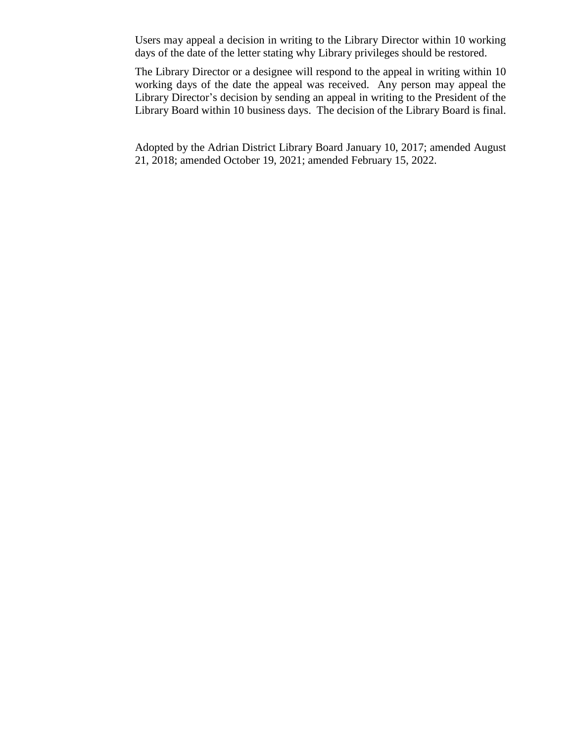Users may appeal a decision in writing to the Library Director within 10 working days of the date of the letter stating why Library privileges should be restored.

The Library Director or a designee will respond to the appeal in writing within 10 working days of the date the appeal was received. Any person may appeal the Library Director's decision by sending an appeal in writing to the President of the Library Board within 10 business days. The decision of the Library Board is final.

Adopted by the Adrian District Library Board January 10, 2017; amended August 21, 2018; amended October 19, 2021; amended February 15, 2022.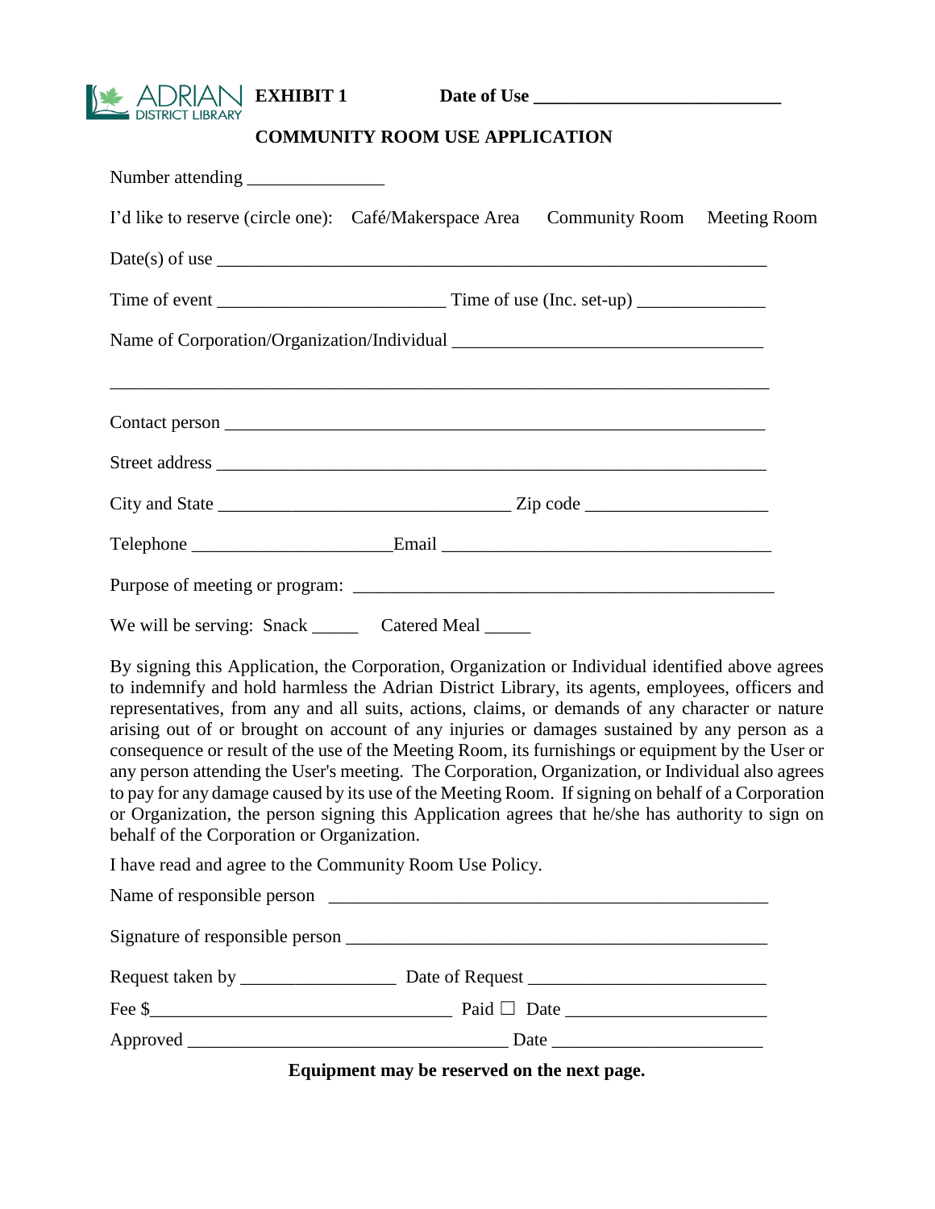ADRIAN DISTRICT LIBRARY **EXHIBIT 1** **Date of Use \_\_\_\_\_\_\_\_\_\_\_\_\_\_\_\_\_\_\_\_\_\_\_\_\_\_\_**

**COMMUNITY ROOM USE APPLICATION**

Number attending \_\_\_\_\_\_\_\_\_\_\_\_\_\_\_

I'd like to reserve (circle one): Café/Makerspace Area Community Room Meeting Room

Date(s) of use \_\_\_\_\_\_\_\_\_\_\_\_\_\_\_\_\_\_\_\_\_\_\_\_\_\_\_\_\_\_\_\_\_\_\_\_\_\_\_\_\_\_\_\_\_\_\_\_\_\_\_\_\_\_\_\_\_\_\_\_

Time of event \_\_\_\_\_\_\_\_\_\_\_\_\_\_\_\_\_\_\_\_\_\_\_\_\_ Time of use (Inc. set-up) \_\_\_\_\_\_\_\_\_\_\_\_\_\_

Name of Corporation/Organization/Individual \_\_\_\_\_\_\_\_\_\_\_\_\_\_\_\_\_\_\_\_\_\_\_\_\_\_\_\_\_\_\_\_\_\_\_

\_\_\_\_\_\_\_\_\_\_\_\_\_\_\_\_\_\_\_\_\_\_\_\_\_\_\_\_\_\_\_\_\_\_\_\_\_\_\_\_\_\_\_\_\_\_\_\_\_\_\_\_\_\_\_\_\_\_\_\_\_\_\_\_\_\_\_\_\_\_\_

Contact person \_\_\_\_\_\_\_\_\_\_\_\_\_\_\_\_\_\_\_\_\_\_\_\_\_\_\_\_\_\_\_\_\_\_\_\_\_\_\_\_\_\_\_\_\_\_\_\_\_\_\_\_\_\_\_\_\_\_\_

Street address \_\_\_\_\_\_\_\_\_\_\_\_\_\_\_\_\_\_\_\_\_\_\_\_\_\_\_\_\_\_\_\_\_\_\_\_\_\_\_\_\_\_\_\_\_\_\_\_\_\_\_\_\_\_\_\_\_\_\_

City and State \_\_\_\_\_\_\_\_\_\_\_\_\_\_\_\_\_\_\_\_\_\_\_\_\_\_\_\_\_\_\_\_ Zip code \_\_\_\_\_\_\_\_\_\_\_\_\_\_\_\_\_\_\_\_

Telephone \_\_\_\_\_\_\_\_\_\_\_\_\_\_\_\_\_\_\_\_\_Email \_\_\_\_\_\_\_\_\_\_\_\_\_\_\_\_\_\_\_\_\_\_\_\_\_\_\_\_\_\_\_\_\_\_\_\_\_

Purpose of meeting or program: \_\_\_\_\_\_\_\_\_\_\_\_\_\_\_\_\_\_\_\_\_\_\_\_\_\_\_\_\_\_\_\_\_\_\_\_\_\_\_\_\_\_\_\_\_\_

We will be serving: Snack \_\_\_\_\_ Catered Meal \_\_\_\_\_

By signing this Application, the Corporation, Organization or Individual identified above agrees to indemnify and hold harmless the Adrian District Library, its agents, employees, officers and representatives, from any and all suits, actions, claims, or demands of any character or nature arising out of or brought on account of any injuries or damages sustained by any person as a consequence or result of the use of the Meeting Room, its furnishings or equipment by the User or any person attending the User's meeting. The Corporation, Organization, or Individual also agrees to pay for any damage caused by its use of the Meeting Room. If signing on behalf of a Corporation or Organization, the person signing this Application agrees that he/she has authority to sign on behalf of the Corporation or Organization.

I have read and agree to the Community Room Use Policy.

Name of responsible person \_\_\_\_\_\_\_\_\_\_\_\_\_\_\_\_\_\_\_\_\_\_\_\_\_\_\_\_\_\_\_\_\_\_\_\_\_\_\_\_\_\_\_\_\_\_\_\_

Signature of responsible person \_\_\_\_\_\_\_\_\_\_\_\_\_\_\_\_\_\_\_\_\_\_\_\_\_\_\_\_\_\_\_\_\_\_\_\_\_\_\_\_\_\_\_\_\_

Request taken by \_\_\_\_\_\_\_\_\_\_\_\_\_\_\_\_\_ Date of Request \_\_\_\_\_\_\_\_\_\_\_\_\_\_\_\_\_\_\_\_\_\_\_\_\_\_

Fee $\_\_\_\_\_\_\_\_\_\_\_\_\_\_\_\_\_\_\_\_\_\_\_\_\_\_\_\_\_\_\_\_\_\_ Paid ☐ Date \_\_\_\_\_\_\_\_\_\_\_\_\_\_\_\_\_\_\_\_\_\_

Approved \_\_\_\_\_\_\_\_\_\_\_\_\_\_\_\_\_\_\_\_\_\_\_\_\_\_\_\_\_\_\_\_\_\_\_\_\_ Date \_\_\_\_\_\_\_\_\_\_\_\_\_\_\_\_\_\_\_\_\_\_\_

**Equipment may be reserved on the next page.**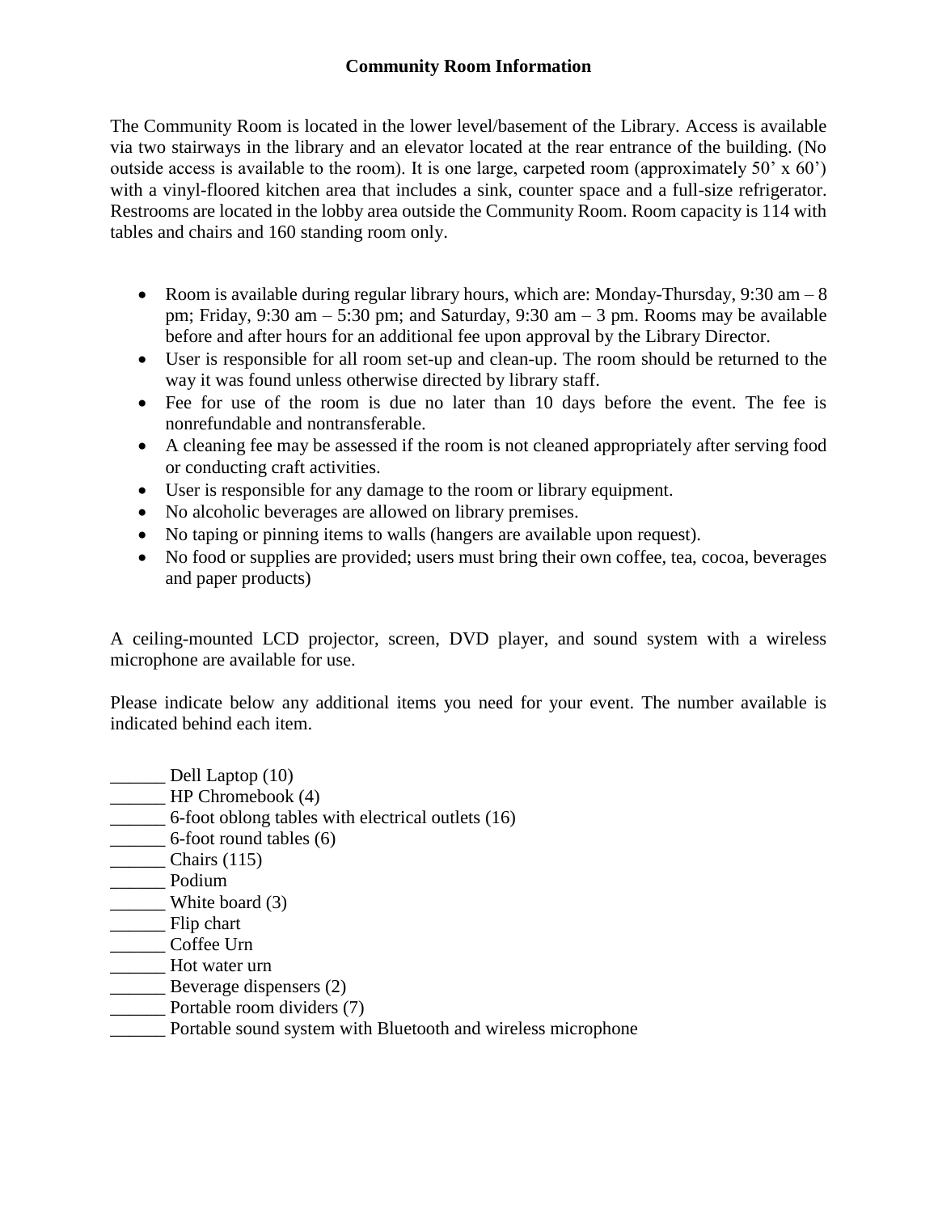## Community Room Information

The Community Room is located in the lower level/basement of the Library. Access is available via two stairways in the library and an elevator located at the rear entrance of the building. (No outside access is available to the room). It is one large, carpeted room (approximately 50' x 60') with a vinyl-floored kitchen area that includes a sink, counter space and a full-size refrigerator. Restrooms are located in the lobby area outside the Community Room. Room capacity is 114 with tables and chairs and 160 standing room only.

- Room is available during regular library hours, which are: Monday-Thursday, 9:30 am – 8 pm; Friday, 9:30 am – 5:30 pm; and Saturday, 9:30 am – 3 pm. Rooms may be available before and after hours for an additional fee upon approval by the Library Director.
- User is responsible for all room set-up and clean-up. The room should be returned to the way it was found unless otherwise directed by library staff.
- Fee for use of the room is due no later than 10 days before the event. The fee is nonrefundable and nontransferable.
- A cleaning fee may be assessed if the room is not cleaned appropriately after serving food or conducting craft activities.
- User is responsible for any damage to the room or library equipment.
- No alcoholic beverages are allowed on library premises.
- No taping or pinning items to walls (hangers are available upon request).
- No food or supplies are provided; users must bring their own coffee, tea, cocoa, beverages and paper products)

A ceiling-mounted LCD projector, screen, DVD player, and sound system with a wireless microphone are available for use.

Please indicate below any additional items you need for your event. The number available is indicated behind each item.

______ Dell Laptop (10)
______ HP Chromebook (4)
______ 6-foot oblong tables with electrical outlets (16)
______ 6-foot round tables (6)
______ Chairs (115)
______ Podium
______ White board (3)
______ Flip chart
______ Coffee Urn
______ Hot water urn
______ Beverage dispensers (2)
______ Portable room dividers (7)
______ Portable sound system with Bluetooth and wireless microphone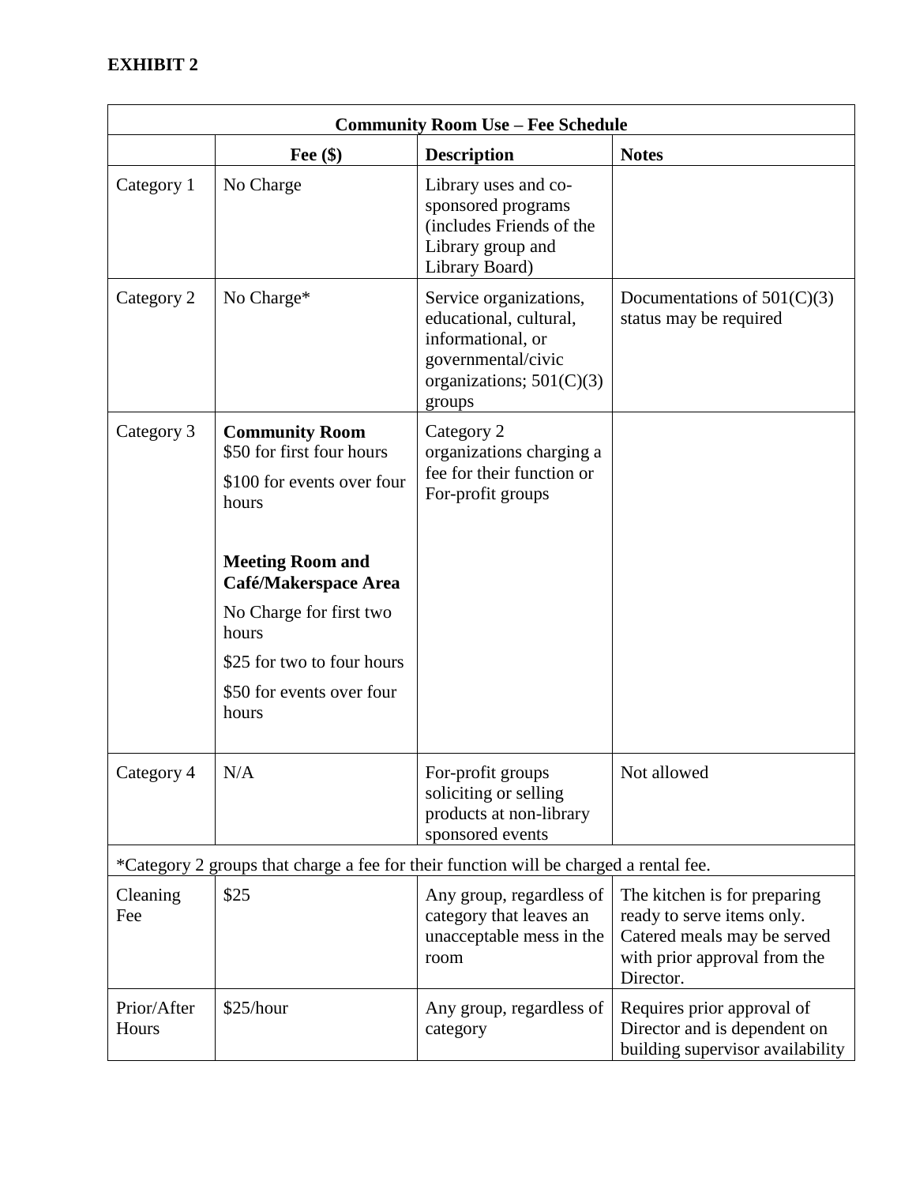**EXHIBIT 2**

| Community Room Use – Fee Schedule | | | |
|---|---|---|---|
| | **Fee ($)** | **Description** | **Notes** |
| Category 1 | No Charge | Library uses and co-sponsored programs (includes Friends of the Library group and Library Board) | |
| Category 2 | No Charge* | Service organizations, educational, cultural, informational, or governmental/civic organizations; 501(C)(3) groups | Documentations of 501(C)(3) status may be required |
| Category 3 | **Community Room** \$50 for first four hours<br>\$100 for events over four hours<br><br>**Meeting Room and Café/Makerspace Area**<br>No Charge for first two hours<br>\$25 for two to four hours<br>\$50 for events over four hours | Category 2 organizations charging a fee for their function or For-profit groups | |
| Category 4 | N/A | For-profit groups soliciting or selling products at non-library sponsored events | Not allowed |
| *Category 2 groups that charge a fee for their function will be charged a rental fee. | | | |
| Cleaning Fee | \$25 | Any group, regardless of category that leaves an unacceptable mess in the room | The kitchen is for preparing ready to serve items only. Catered meals may be served with prior approval from the Director. |
| Prior/After Hours | \$25/hour | Any group, regardless of category | Requires prior approval of Director and is dependent on building supervisor availability |